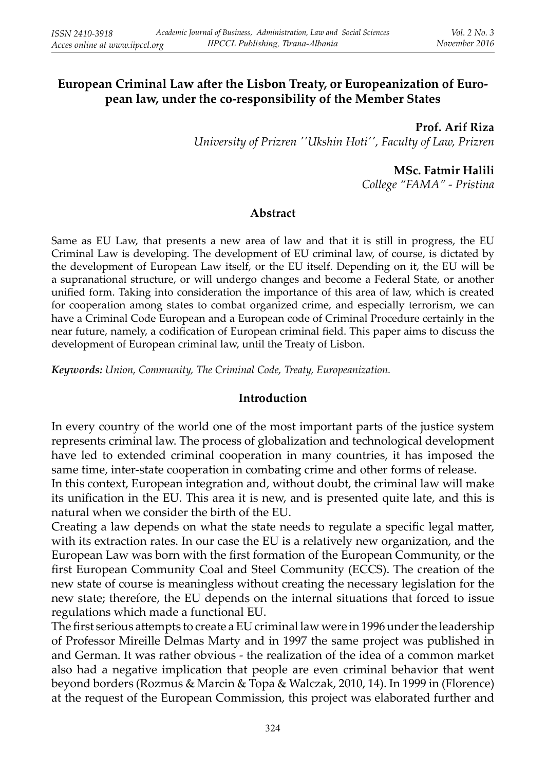# European Criminal Law after the Lisbon Treaty, or Europeanization of European law, under the co-responsibility of the Member States

**Prof. Arif Riza**
*University of Prizren ''Ukshin Hoti'', Faculty of Law, Prizren*

**MSc. Fatmir Halili**
*College "FAMA" - Pristina*

## Abstract

Same as EU Law, that presents a new area of law and that it is still in progress, the EU Criminal Law is developing. The development of EU criminal law, of course, is dictated by the development of European Law itself, or the EU itself. Depending on it, the EU will be a supranational structure, or will undergo changes and become a Federal State, or another unified form. Taking into consideration the importance of this area of law, which is created for cooperation among states to combat organized crime, and especially terrorism, we can have a Criminal Code European and a European code of Criminal Procedure certainly in the near future, namely, a codification of European criminal field. This paper aims to discuss the development of European criminal law, until the Treaty of Lisbon.

***Keywords:*** *Union, Community, The Criminal Code, Treaty, Europeanization.*

## Introduction

In every country of the world one of the most important parts of the justice system represents criminal law. The process of globalization and technological development have led to extended criminal cooperation in many countries, it has imposed the same time, inter-state cooperation in combating crime and other forms of release.

In this context, European integration and, without doubt, the criminal law will make its unification in the EU. This area it is new, and is presented quite late, and this is natural when we consider the birth of the EU.

Creating a law depends on what the state needs to regulate a specific legal matter, with its extraction rates. In our case the EU is a relatively new organization, and the European Law was born with the first formation of the European Community, or the first European Community Coal and Steel Community (ECCS). The creation of the new state of course is meaningless without creating the necessary legislation for the new state; therefore, the EU depends on the internal situations that forced to issue regulations which made a functional EU.

The first serious attempts to create a EU criminal law were in 1996 under the leadership of Professor Mireille Delmas Marty and in 1997 the same project was published in and German. It was rather obvious - the realization of the idea of a common market also had a negative implication that people are even criminal behavior that went beyond borders (Rozmus & Marcin & Topa & Walczak, 2010, 14). In 1999 in (Florence) at the request of the European Commission, this project was elaborated further and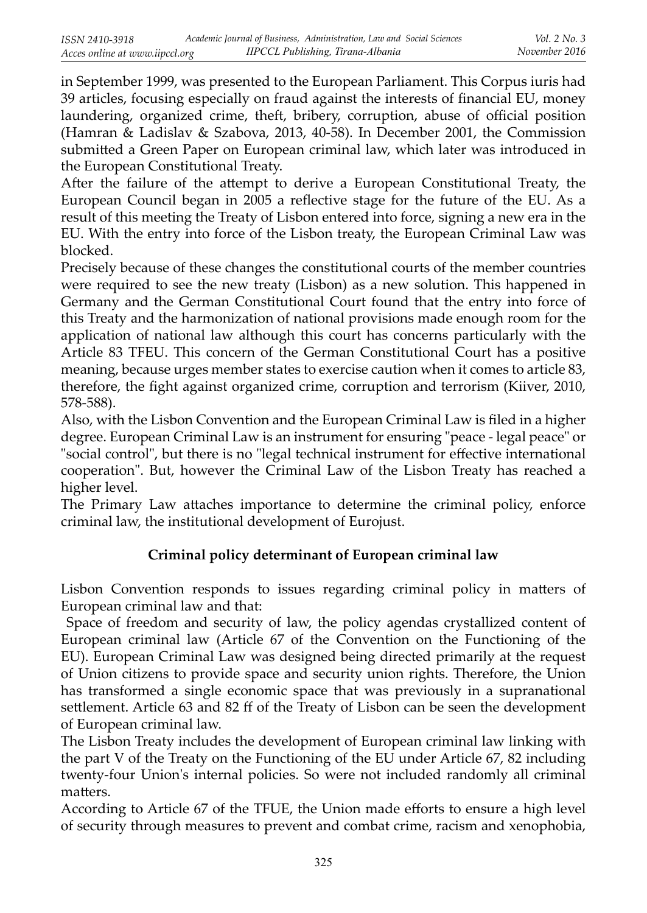in September 1999, was presented to the European Parliament. This Corpus iuris had 39 articles, focusing especially on fraud against the interests of financial EU, money laundering, organized crime, theft, bribery, corruption, abuse of official position (Hamran & Ladislav & Szabova, 2013, 40-58). In December 2001, the Commission submitted a Green Paper on European criminal law, which later was introduced in the European Constitutional Treaty.

After the failure of the attempt to derive a European Constitutional Treaty, the European Council began in 2005 a reflective stage for the future of the EU. As a result of this meeting the Treaty of Lisbon entered into force, signing a new era in the EU. With the entry into force of the Lisbon treaty, the European Criminal Law was blocked.

Precisely because of these changes the constitutional courts of the member countries were required to see the new treaty (Lisbon) as a new solution. This happened in Germany and the German Constitutional Court found that the entry into force of this Treaty and the harmonization of national provisions made enough room for the application of national law although this court has concerns particularly with the Article 83 TFEU. This concern of the German Constitutional Court has a positive meaning, because urges member states to exercise caution when it comes to article 83, therefore, the fight against organized crime, corruption and terrorism (Kiiver, 2010, 578-588).

Also, with the Lisbon Convention and the European Criminal Law is filed in a higher degree. European Criminal Law is an instrument for ensuring "peace - legal peace" or "social control", but there is no "legal technical instrument for effective international cooperation". But, however the Criminal Law of the Lisbon Treaty has reached a higher level.

The Primary Law attaches importance to determine the criminal policy, enforce criminal law, the institutional development of Eurojust.

## Criminal policy determinant of European criminal law

Lisbon Convention responds to issues regarding criminal policy in matters of European criminal law and that:

Space of freedom and security of law, the policy agendas crystallized content of European criminal law (Article 67 of the Convention on the Functioning of the EU). European Criminal Law was designed being directed primarily at the request of Union citizens to provide space and security union rights. Therefore, the Union has transformed a single economic space that was previously in a supranational settlement. Article 63 and 82 ff of the Treaty of Lisbon can be seen the development of European criminal law.

The Lisbon Treaty includes the development of European criminal law linking with the part V of the Treaty on the Functioning of the EU under Article 67, 82 including twenty-four Union's internal policies. So were not included randomly all criminal matters.

According to Article 67 of the TFUE, the Union made efforts to ensure a high level of security through measures to prevent and combat crime, racism and xenophobia,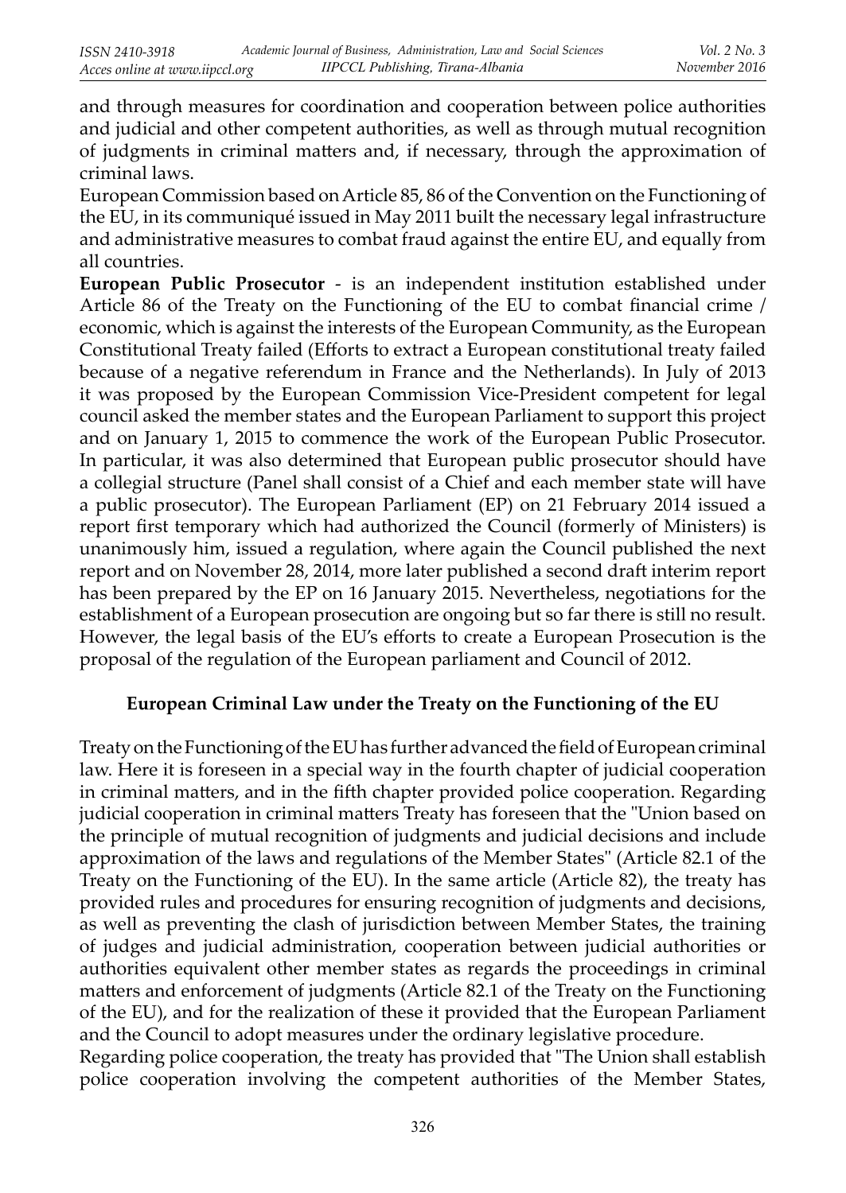and through measures for coordination and cooperation between police authorities and judicial and other competent authorities, as well as through mutual recognition of judgments in criminal matters and, if necessary, through the approximation of criminal laws.

European Commission based on Article 85, 86 of the Convention on the Functioning of the EU, in its communiqué issued in May 2011 built the necessary legal infrastructure and administrative measures to combat fraud against the entire EU, and equally from all countries.

**European Public Prosecutor** - is an independent institution established under Article 86 of the Treaty on the Functioning of the EU to combat financial crime / economic, which is against the interests of the European Community, as the European Constitutional Treaty failed (Efforts to extract a European constitutional treaty failed because of a negative referendum in France and the Netherlands). In July of 2013 it was proposed by the European Commission Vice-President competent for legal council asked the member states and the European Parliament to support this project and on January 1, 2015 to commence the work of the European Public Prosecutor. In particular, it was also determined that European public prosecutor should have a collegial structure (Panel shall consist of a Chief and each member state will have a public prosecutor). The European Parliament (EP) on 21 February 2014 issued a report first temporary which had authorized the Council (formerly of Ministers) is unanimously him, issued a regulation, where again the Council published the next report and on November 28, 2014, more later published a second draft interim report has been prepared by the EP on 16 January 2015. Nevertheless, negotiations for the establishment of a European prosecution are ongoing but so far there is still no result. However, the legal basis of the EU's efforts to create a European Prosecution is the proposal of the regulation of the European parliament and Council of 2012.

## European Criminal Law under the Treaty on the Functioning of the EU

Treaty on the Functioning of the EU has further advanced the field of European criminal law. Here it is foreseen in a special way in the fourth chapter of judicial cooperation in criminal matters, and in the fifth chapter provided police cooperation. Regarding judicial cooperation in criminal matters Treaty has foreseen that the "Union based on the principle of mutual recognition of judgments and judicial decisions and include approximation of the laws and regulations of the Member States" (Article 82.1 of the Treaty on the Functioning of the EU). In the same article (Article 82), the treaty has provided rules and procedures for ensuring recognition of judgments and decisions, as well as preventing the clash of jurisdiction between Member States, the training of judges and judicial administration, cooperation between judicial authorities or authorities equivalent other member states as regards the proceedings in criminal matters and enforcement of judgments (Article 82.1 of the Treaty on the Functioning of the EU), and for the realization of these it provided that the European Parliament and the Council to adopt measures under the ordinary legislative procedure.

Regarding police cooperation, the treaty has provided that "The Union shall establish police cooperation involving the competent authorities of the Member States,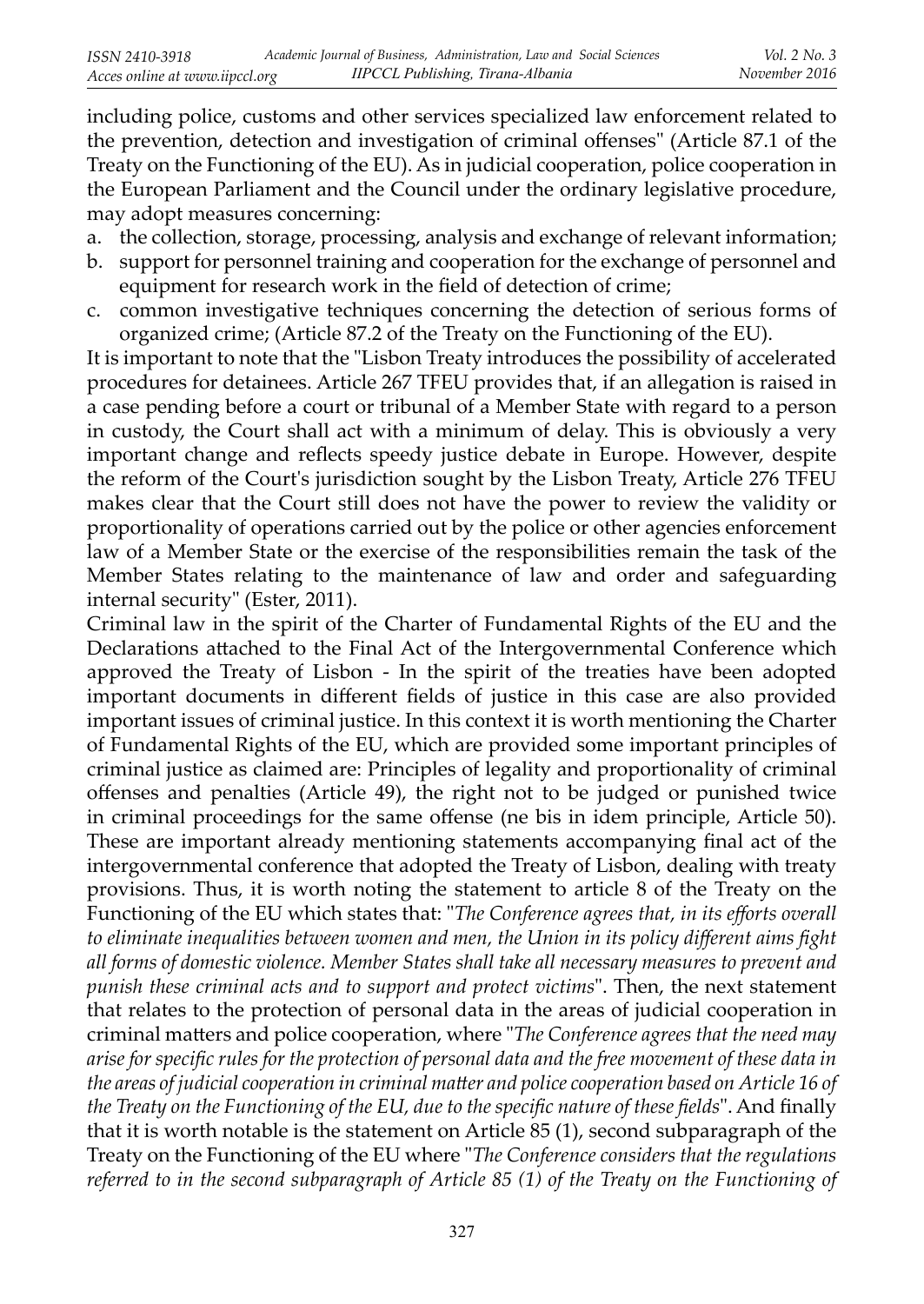including police, customs and other services specialized law enforcement related to the prevention, detection and investigation of criminal offenses" (Article 87.1 of the Treaty on the Functioning of the EU). As in judicial cooperation, police cooperation in the European Parliament and the Council under the ordinary legislative procedure, may adopt measures concerning:

a. the collection, storage, processing, analysis and exchange of relevant information;
b. support for personnel training and cooperation for the exchange of personnel and equipment for research work in the field of detection of crime;
c. common investigative techniques concerning the detection of serious forms of organized crime; (Article 87.2 of the Treaty on the Functioning of the EU).

It is important to note that the "Lisbon Treaty introduces the possibility of accelerated procedures for detainees. Article 267 TFEU provides that, if an allegation is raised in a case pending before a court or tribunal of a Member State with regard to a person in custody, the Court shall act with a minimum of delay. This is obviously a very important change and reflects speedy justice debate in Europe. However, despite the reform of the Court's jurisdiction sought by the Lisbon Treaty, Article 276 TFEU makes clear that the Court still does not have the power to review the validity or proportionality of operations carried out by the police or other agencies enforcement law of a Member State or the exercise of the responsibilities remain the task of the Member States relating to the maintenance of law and order and safeguarding internal security" (Ester, 2011).

Criminal law in the spirit of the Charter of Fundamental Rights of the EU and the Declarations attached to the Final Act of the Intergovernmental Conference which approved the Treaty of Lisbon - In the spirit of the treaties have been adopted important documents in different fields of justice in this case are also provided important issues of criminal justice. In this context it is worth mentioning the Charter of Fundamental Rights of the EU, which are provided some important principles of criminal justice as claimed are: Principles of legality and proportionality of criminal offenses and penalties (Article 49), the right not to be judged or punished twice in criminal proceedings for the same offense (ne bis in idem principle, Article 50). These are important already mentioning statements accompanying final act of the intergovernmental conference that adopted the Treaty of Lisbon, dealing with treaty provisions. Thus, it is worth noting the statement to article 8 of the Treaty on the Functioning of the EU which states that: "*The Conference agrees that, in its efforts overall to eliminate inequalities between women and men, the Union in its policy different aims fight all forms of domestic violence. Member States shall take all necessary measures to prevent and punish these criminal acts and to support and protect victims*". Then, the next statement that relates to the protection of personal data in the areas of judicial cooperation in criminal matters and police cooperation, where "*The Conference agrees that the need may arise for specific rules for the protection of personal data and the free movement of these data in the areas of judicial cooperation in criminal matter and police cooperation based on Article 16 of the Treaty on the Functioning of the EU, due to the specific nature of these fields*". And finally that it is worth notable is the statement on Article 85 (1), second subparagraph of the Treaty on the Functioning of the EU where "*The Conference considers that the regulations referred to in the second subparagraph of Article 85 (1) of the Treaty on the Functioning of*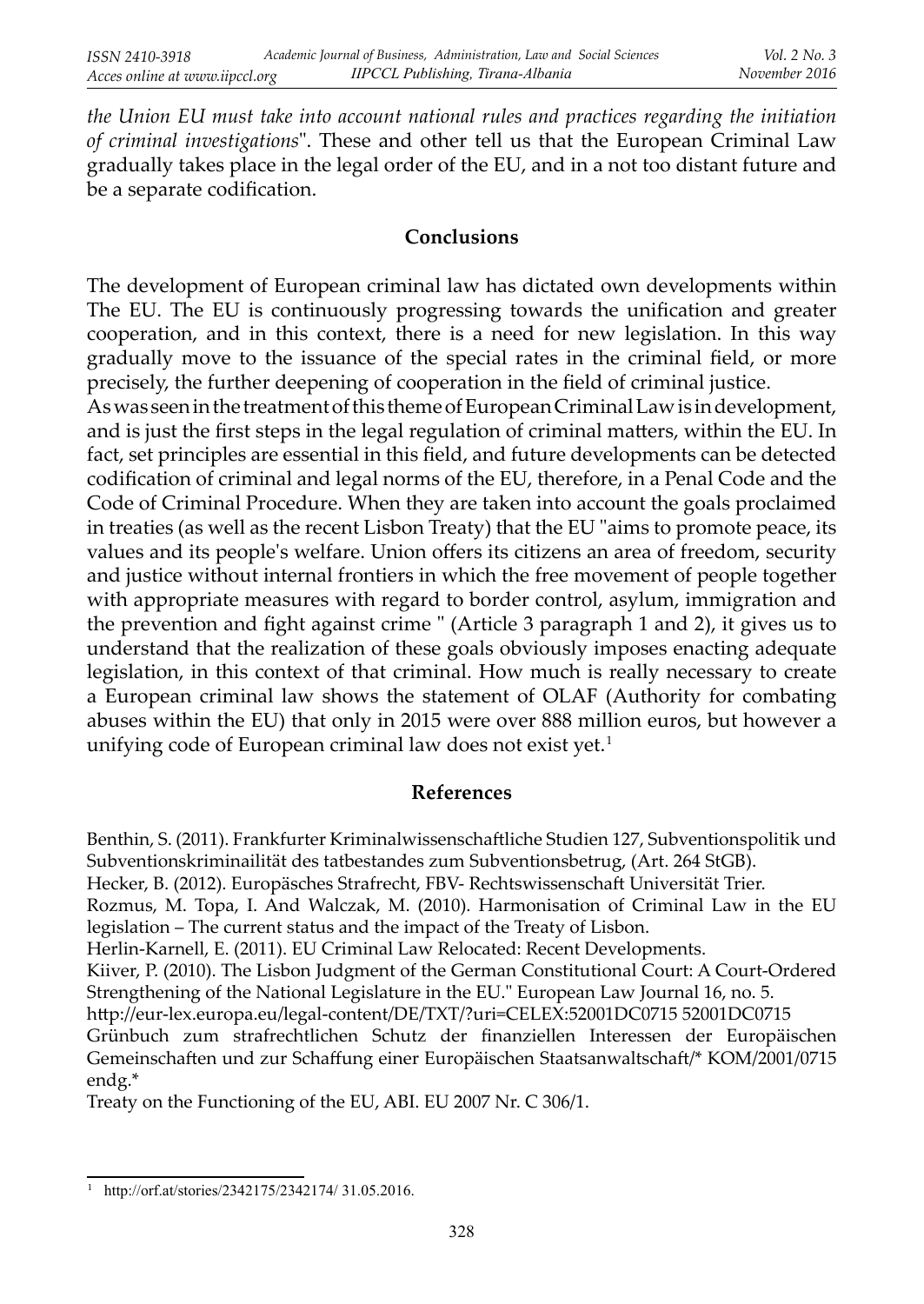*the Union EU must take into account national rules and practices regarding the initiation of criminal investigations*". These and other tell us that the European Criminal Law gradually takes place in the legal order of the EU, and in a not too distant future and be a separate codification.

## Conclusions

The development of European criminal law has dictated own developments within The EU. The EU is continuously progressing towards the unification and greater cooperation, and in this context, there is a need for new legislation. In this way gradually move to the issuance of the special rates in the criminal field, or more precisely, the further deepening of cooperation in the field of criminal justice.

As was seen in the treatment of this theme of European Criminal Law is in development, and is just the first steps in the legal regulation of criminal matters, within the EU. In fact, set principles are essential in this field, and future developments can be detected codification of criminal and legal norms of the EU, therefore, in a Penal Code and the Code of Criminal Procedure. When they are taken into account the goals proclaimed in treaties (as well as the recent Lisbon Treaty) that the EU "aims to promote peace, its values and its people's welfare. Union offers its citizens an area of freedom, security and justice without internal frontiers in which the free movement of people together with appropriate measures with regard to border control, asylum, immigration and the prevention and fight against crime " (Article 3 paragraph 1 and 2), it gives us to understand that the realization of these goals obviously imposes enacting adequate legislation, in this context of that criminal. How much is really necessary to create a European criminal law shows the statement of OLAF (Authority for combating abuses within the EU) that only in 2015 were over 888 million euros, but however a unifying code of European criminal law does not exist yet.[1]

## References

Benthin, S. (2011). Frankfurter Kriminalwissenschaftliche Studien 127, Subventionspolitik und Subventionskriminailität des tatbestandes zum Subventionsbetrug, (Art. 264 StGB).

Hecker, B. (2012). Europäsches Strafrecht, FBV- Rechtswissenschaft Universität Trier.

Rozmus, M. Topa, I. And Walczak, M. (2010). Harmonisation of Criminal Law in the EU legislation – The current status and the impact of the Treaty of Lisbon.

Herlin-Karnell, E. (2011). EU Criminal Law Relocated: Recent Developments.

Kiiver, P. (2010). The Lisbon Judgment of the German Constitutional Court: A Court-Ordered Strengthening of the National Legislature in the EU." European Law Journal 16, no. 5.

http://eur-lex.europa.eu/legal-content/DE/TXT/?uri=CELEX:52001DC0715 52001DC0715

Grünbuch zum strafrechtlichen Schutz der finanziellen Interessen der Europäischen Gemeinschaften und zur Schaffung einer Europäischen Staatsanwaltschaft/* KOM/2001/0715 endg.*

Treaty on the Functioning of the EU, ABI. EU 2007 Nr. C 306/1.

---

[1] http://orf.at/stories/2342175/2342174/ 31.05.2016.